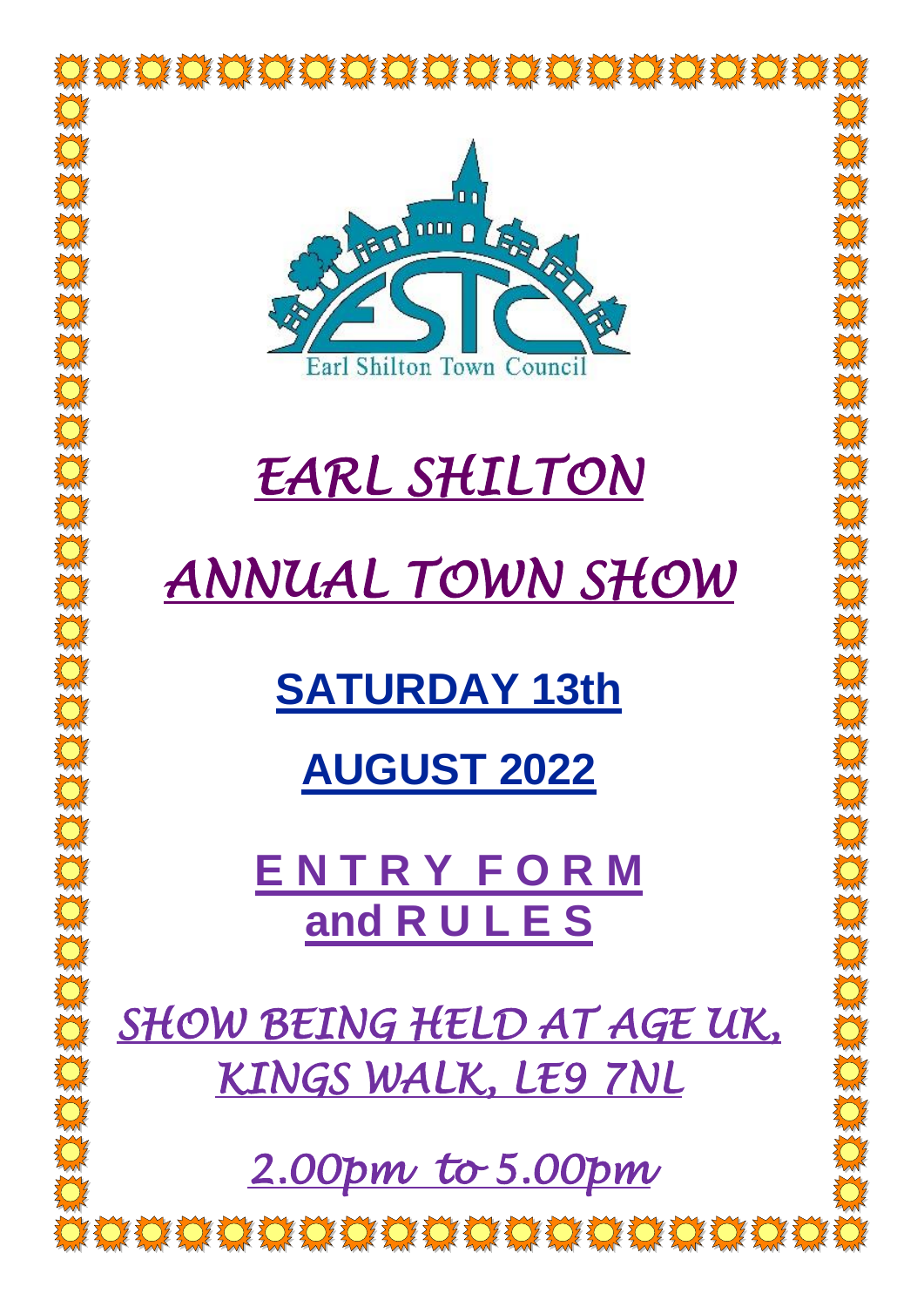Earl Shilton Town Council

# EARL SHILTON

# ANNUAL TOWN SHOW

## SATURDAY 13th

## AUGUST 2022

## E N T R Y F O R M and R U L E S

*SHOW BEING HELD AT AGE UK, KINGS WALK, LE9 7NL*

*2.00pm to 5.00pm*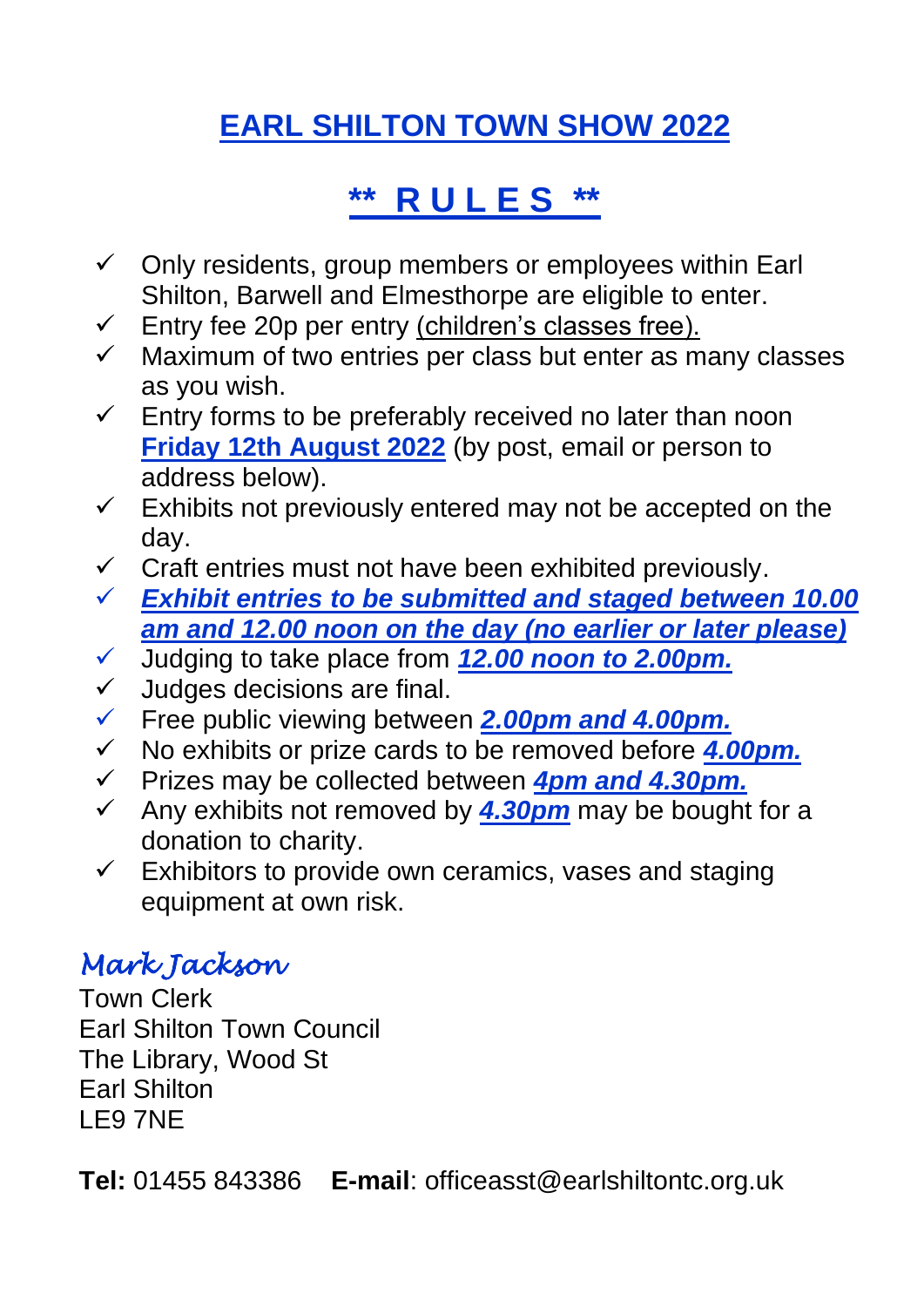# EARL SHILTON TOWN SHOW 2022

## ** R U L E S **

- ✓ Only residents, group members or employees within Earl Shilton, Barwell and Elmesthorpe are eligible to enter.
- ✓ Entry fee 20p per entry (children's classes free).
- ✓ Maximum of two entries per class but enter as many classes as you wish.
- ✓ Entry forms to be preferably received no later than noon **Friday 12th August 2022** (by post, email or person to address below).
- ✓ Exhibits not previously entered may not be accepted on the day.
- ✓ Craft entries must not have been exhibited previously.
- ✓ ***Exhibit entries to be submitted and staged between 10.00 am and 12.00 noon on the day (no earlier or later please)***
- ✓ Judging to take place from ***12.00 noon to 2.00pm.***
- ✓ Judges decisions are final.
- ✓ Free public viewing between ***2.00pm and 4.00pm.***
- ✓ No exhibits or prize cards to be removed before ***4.00pm.***
- ✓ Prizes may be collected between ***4pm and 4.30pm.***
- ✓ Any exhibits not removed by ***4.30pm*** may be bought for a donation to charity.
- ✓ Exhibitors to provide own ceramics, vases and staging equipment at own risk.

*Mark Jackson*
Town Clerk
Earl Shilton Town Council
The Library, Wood St
Earl Shilton
LE9 7NE

**Tel:** 01455 843386 **E-mail**: officeasst@earlshiltontc.org.uk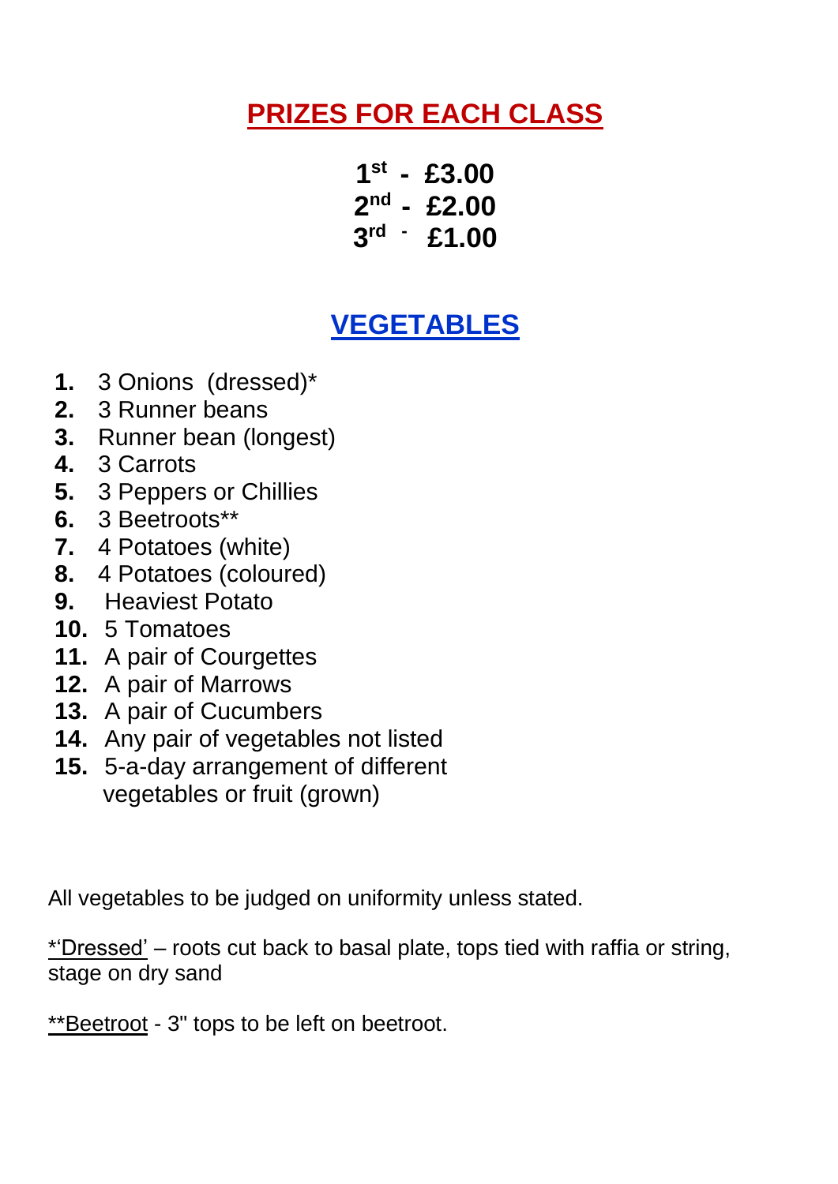## PRIZES FOR EACH CLASS

**1st - £3.00**
**2nd - £2.00**
**3rd - £1.00**

## VEGETABLES

1. 3 Onions (dressed)*
2. 3 Runner beans
3. Runner bean (longest)
4. 3 Carrots
5. 3 Peppers or Chillies
6. 3 Beetroots**
7. 4 Potatoes (white)
8. 4 Potatoes (coloured)
9. Heaviest Potato
10. 5 Tomatoes
11. A pair of Courgettes
12. A pair of Marrows
13. A pair of Cucumbers
14. Any pair of vegetables not listed
15. 5-a-day arrangement of different vegetables or fruit (grown)

All vegetables to be judged on uniformity unless stated.

*'Dressed' – roots cut back to basal plate, tops tied with raffia or string, stage on dry sand

**Beetroot - 3" tops to be left on beetroot.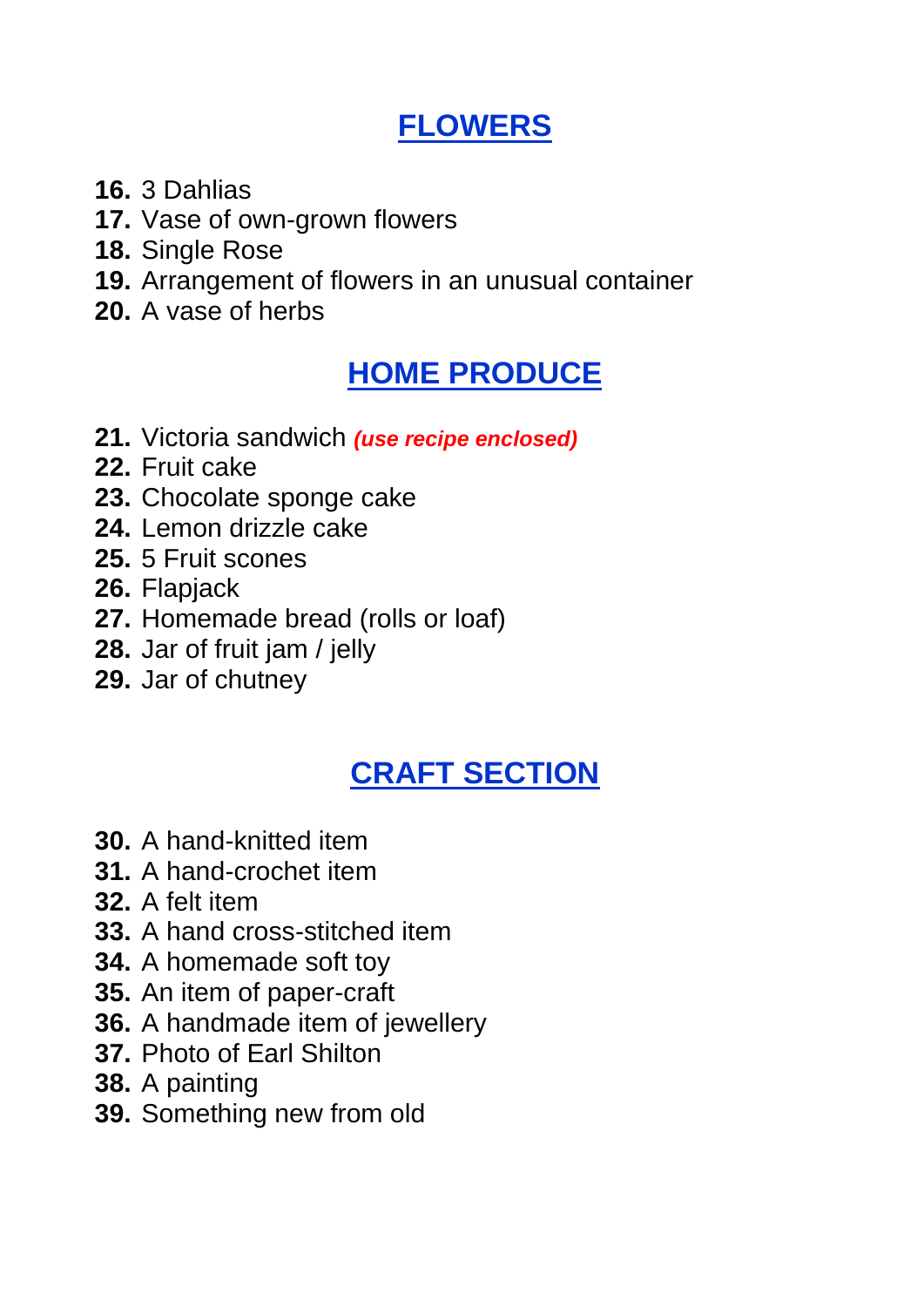## FLOWERS

**16.** 3 Dahlias
**17.** Vase of own-grown flowers
**18.** Single Rose
**19.** Arrangement of flowers in an unusual container
**20.** A vase of herbs

## HOME PRODUCE

**21.** Victoria sandwich ***(use recipe enclosed)***
**22.** Fruit cake
**23.** Chocolate sponge cake
**24.** Lemon drizzle cake
**25.** 5 Fruit scones
**26.** Flapjack
**27.** Homemade bread (rolls or loaf)
**28.** Jar of fruit jam / jelly
**29.** Jar of chutney

## CRAFT SECTION

**30.** A hand-knitted item
**31.** A hand-crochet item
**32.** A felt item
**33.** A hand cross-stitched item
**34.** A homemade soft toy
**35.** An item of paper-craft
**36.** A handmade item of jewellery
**37.** Photo of Earl Shilton
**38.** A painting
**39.** Something new from old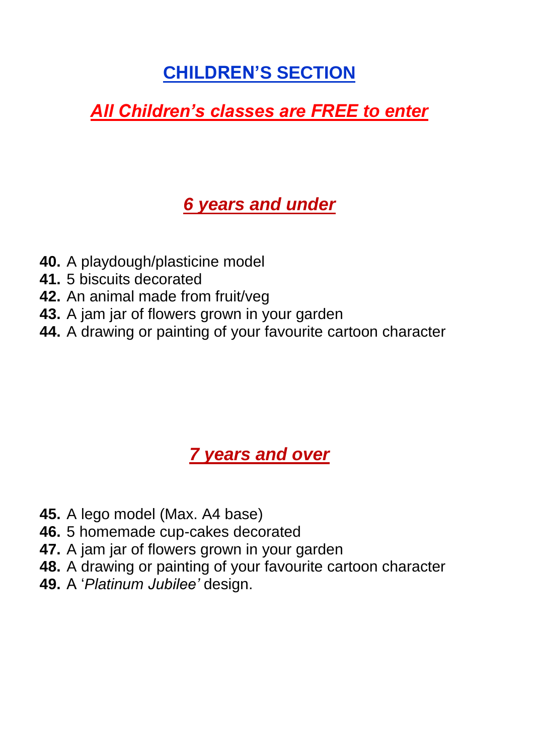# CHILDREN'S SECTION

## *All Children's classes are FREE to enter*

### *6 years and under*

**40.** A playdough/plasticine model
**41.** 5 biscuits decorated
**42.** An animal made from fruit/veg
**43.** A jam jar of flowers grown in your garden
**44.** A drawing or painting of your favourite cartoon character

### *7 years and over*

**45.** A lego model (Max. A4 base)
**46.** 5 homemade cup-cakes decorated
**47.** A jam jar of flowers grown in your garden
**48.** A drawing or painting of your favourite cartoon character
**49.** A '*Platinum Jubilee'* design.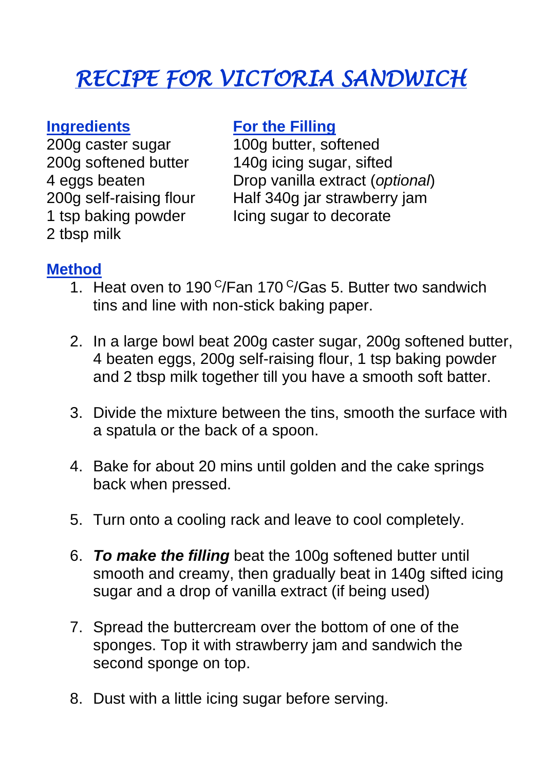# RECIPE FOR VICTORIA SANDWICH

## Ingredients

200g caster sugar
200g softened butter
4 eggs beaten
200g self-raising flour
1 tsp baking powder
2 tbsp milk

## For the Filling

100g butter, softened
140g icing sugar, sifted
Drop vanilla extract (*optional*)
Half 340g jar strawberry jam
Icing sugar to decorate

## Method

1. Heat oven to 190 $^{C}$/Fan 170 $^{C}$/Gas 5. Butter two sandwich tins and line with non-stick baking paper.

2. In a large bowl beat 200g caster sugar, 200g softened butter, 4 beaten eggs, 200g self-raising flour, 1 tsp baking powder and 2 tbsp milk together till you have a smooth soft batter.

3. Divide the mixture between the tins, smooth the surface with a spatula or the back of a spoon.

4. Bake for about 20 mins until golden and the cake springs back when pressed.

5. Turn onto a cooling rack and leave to cool completely.

6. ***To make the filling*** beat the 100g softened butter until smooth and creamy, then gradually beat in 140g sifted icing sugar and a drop of vanilla extract (if being used)

7. Spread the buttercream over the bottom of one of the sponges. Top it with strawberry jam and sandwich the second sponge on top.

8. Dust with a little icing sugar before serving.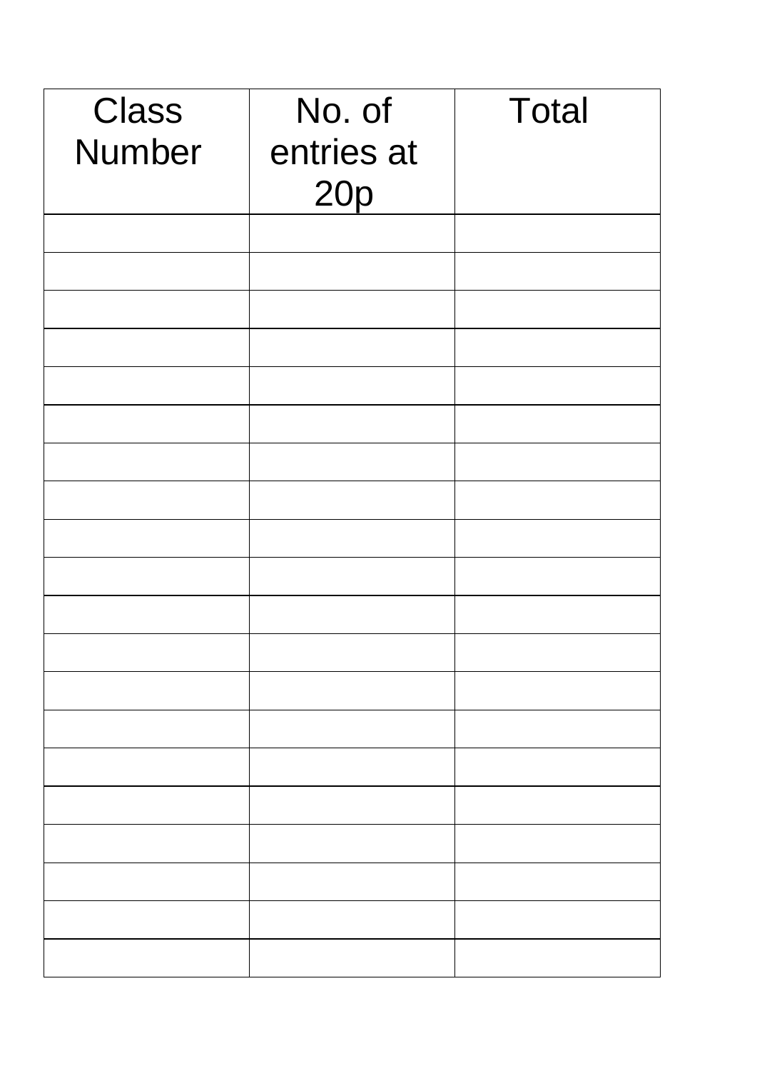| Class Number | No. of entries at 20p | Total |
| --- | --- | --- |
| | | |
| | | |
| | | |
| | | |
| | | |
| | | |
| | | |
| | | |
| | | |
| | | |
| | | |
| | | |
| | | |
| | | |
| | | |
| | | |
| | | |
| | | |
| | | |
| | | |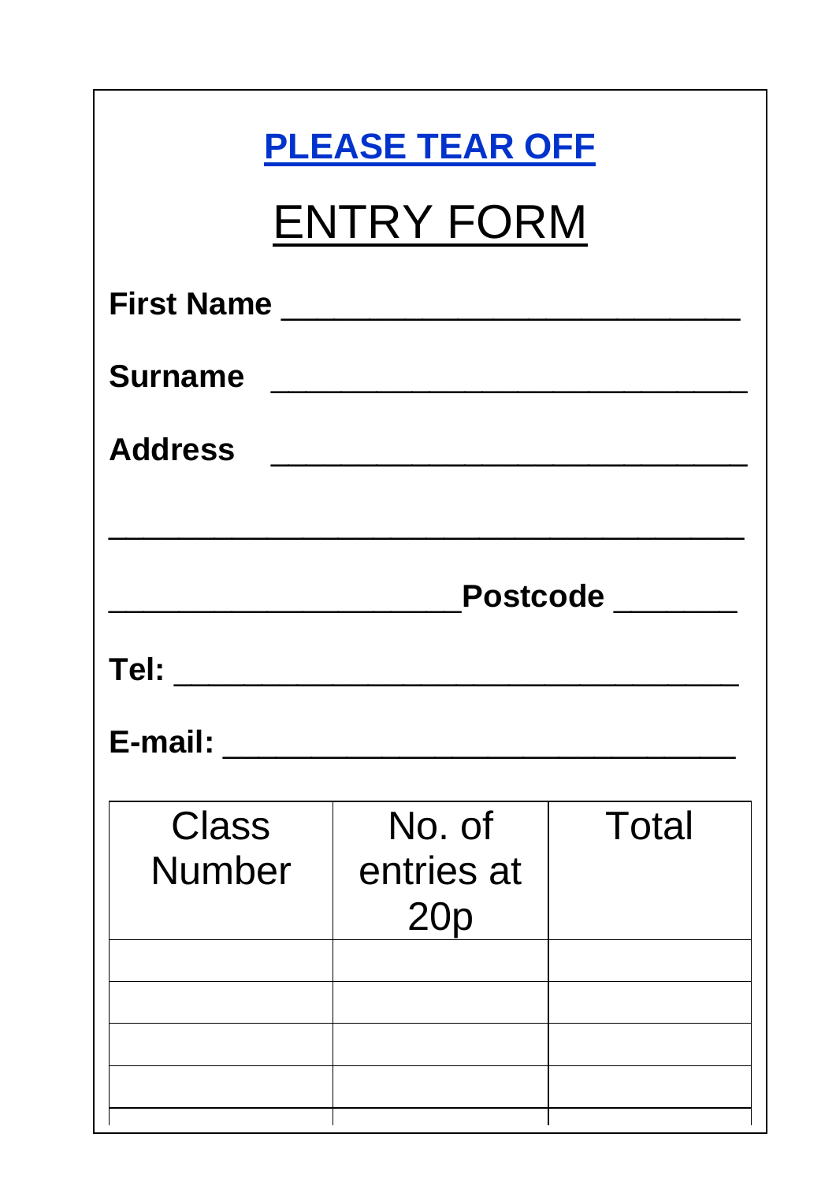**PLEASE TEAR OFF**

# ENTRY FORM

**First Name** ___________________________

**Surname** ____________________________

**Address** ____________________________

_____________________________________

_____________________ **Postcode** _______

**Tel:** _________________________________

**E-mail:** ______________________________

| Class Number | No. of entries at 20p | Total |
| --- | --- | --- |
| | | |
| | | |
| | | |
| | | |
| | | |